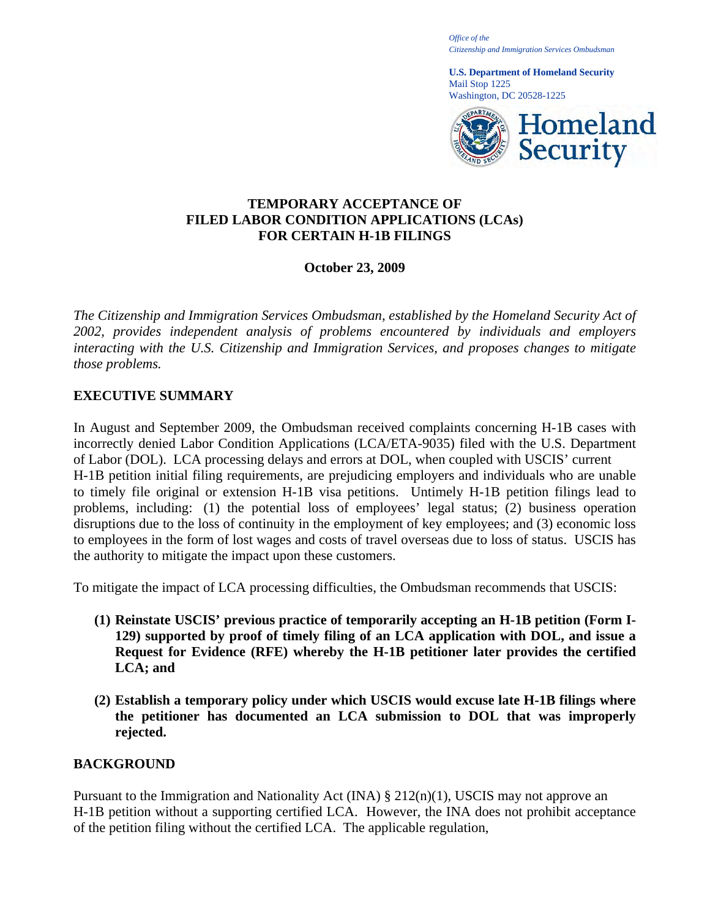*Office of the*
*Citizenship and Immigration Services Ombudsman*

**U.S. Department of Homeland Security**
Mail Stop 1225
Washington, DC 20528-1225

# TEMPORARY ACCEPTANCE OF FILED LABOR CONDITION APPLICATIONS (LCAs) FOR CERTAIN H-1B FILINGS

**October 23, 2009**

*The Citizenship and Immigration Services Ombudsman, established by the Homeland Security Act of 2002, provides independent analysis of problems encountered by individuals and employers interacting with the U.S. Citizenship and Immigration Services, and proposes changes to mitigate those problems.*

## EXECUTIVE SUMMARY

In August and September 2009, the Ombudsman received complaints concerning H-1B cases with incorrectly denied Labor Condition Applications (LCA/ETA-9035) filed with the U.S. Department of Labor (DOL). LCA processing delays and errors at DOL, when coupled with USCIS' current H-1B petition initial filing requirements, are prejudicing employers and individuals who are unable to timely file original or extension H-1B visa petitions. Untimely H-1B petition filings lead to problems, including: (1) the potential loss of employees' legal status; (2) business operation disruptions due to the loss of continuity in the employment of key employees; and (3) economic loss to employees in the form of lost wages and costs of travel overseas due to loss of status. USCIS has the authority to mitigate the impact upon these customers.

To mitigate the impact of LCA processing difficulties, the Ombudsman recommends that USCIS:

1. **Reinstate USCIS' previous practice of temporarily accepting an H-1B petition (Form I-129) supported by proof of timely filing of an LCA application with DOL, and issue a Request for Evidence (RFE) whereby the H-1B petitioner later provides the certified LCA; and**

2. **Establish a temporary policy under which USCIS would excuse late H-1B filings where the petitioner has documented an LCA submission to DOL that was improperly rejected.**

## BACKGROUND

Pursuant to the Immigration and Nationality Act (INA) § 212(n)(1), USCIS may not approve an H-1B petition without a supporting certified LCA. However, the INA does not prohibit acceptance of the petition filing without the certified LCA. The applicable regulation,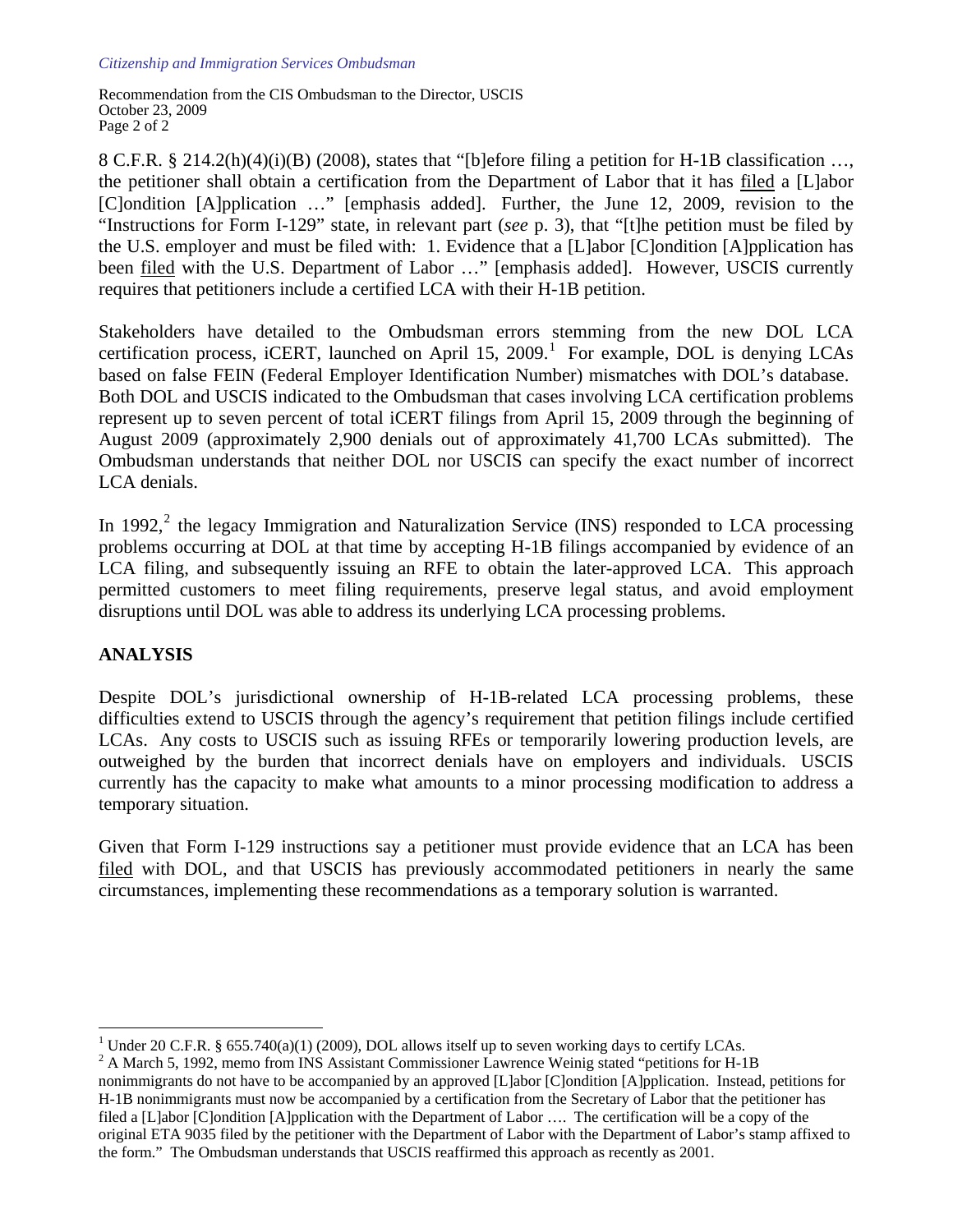8 C.F.R. § 214.2(h)(4)(i)(B) (2008), states that "[b]efore filing a petition for H-1B classification …, the petitioner shall obtain a certification from the Department of Labor that it has filed a [L]abor [C]ondition [A]pplication …" [emphasis added]. Further, the June 12, 2009, revision to the "Instructions for Form I-129" state, in relevant part (*see* p. 3), that "[t]he petition must be filed by the U.S. employer and must be filed with: 1. Evidence that a [L]abor [C]ondition [A]pplication has been filed with the U.S. Department of Labor …" [emphasis added]. However, USCIS currently requires that petitioners include a certified LCA with their H-1B petition.

Stakeholders have detailed to the Ombudsman errors stemming from the new DOL LCA certification process, iCERT, launched on April 15, 2009.[1] For example, DOL is denying LCAs based on false FEIN (Federal Employer Identification Number) mismatches with DOL's database. Both DOL and USCIS indicated to the Ombudsman that cases involving LCA certification problems represent up to seven percent of total iCERT filings from April 15, 2009 through the beginning of August 2009 (approximately 2,900 denials out of approximately 41,700 LCAs submitted). The Ombudsman understands that neither DOL nor USCIS can specify the exact number of incorrect LCA denials.

In 1992,[2] the legacy Immigration and Naturalization Service (INS) responded to LCA processing problems occurring at DOL at that time by accepting H-1B filings accompanied by evidence of an LCA filing, and subsequently issuing an RFE to obtain the later-approved LCA. This approach permitted customers to meet filing requirements, preserve legal status, and avoid employment disruptions until DOL was able to address its underlying LCA processing problems.

## ANALYSIS

Despite DOL's jurisdictional ownership of H-1B-related LCA processing problems, these difficulties extend to USCIS through the agency's requirement that petition filings include certified LCAs. Any costs to USCIS such as issuing RFEs or temporarily lowering production levels, are outweighed by the burden that incorrect denials have on employers and individuals. USCIS currently has the capacity to make what amounts to a minor processing modification to address a temporary situation.

Given that Form I-129 instructions say a petitioner must provide evidence that an LCA has been filed with DOL, and that USCIS has previously accommodated petitioners in nearly the same circumstances, implementing these recommendations as a temporary solution is warranted.

---

[1] Under 20 C.F.R. § 655.740(a)(1) (2009), DOL allows itself up to seven working days to certify LCAs.

[2] A March 5, 1992, memo from INS Assistant Commissioner Lawrence Weinig stated "petitions for H-1B nonimmigrants do not have to be accompanied by an approved [L]abor [C]ondition [A]pplication. Instead, petitions for H-1B nonimmigrants must now be accompanied by a certification from the Secretary of Labor that the petitioner has filed a [L]abor [C]ondition [A]pplication with the Department of Labor …. The certification will be a copy of the original ETA 9035 filed by the petitioner with the Department of Labor with the Department of Labor's stamp affixed to the form." The Ombudsman understands that USCIS reaffirmed this approach as recently as 2001.